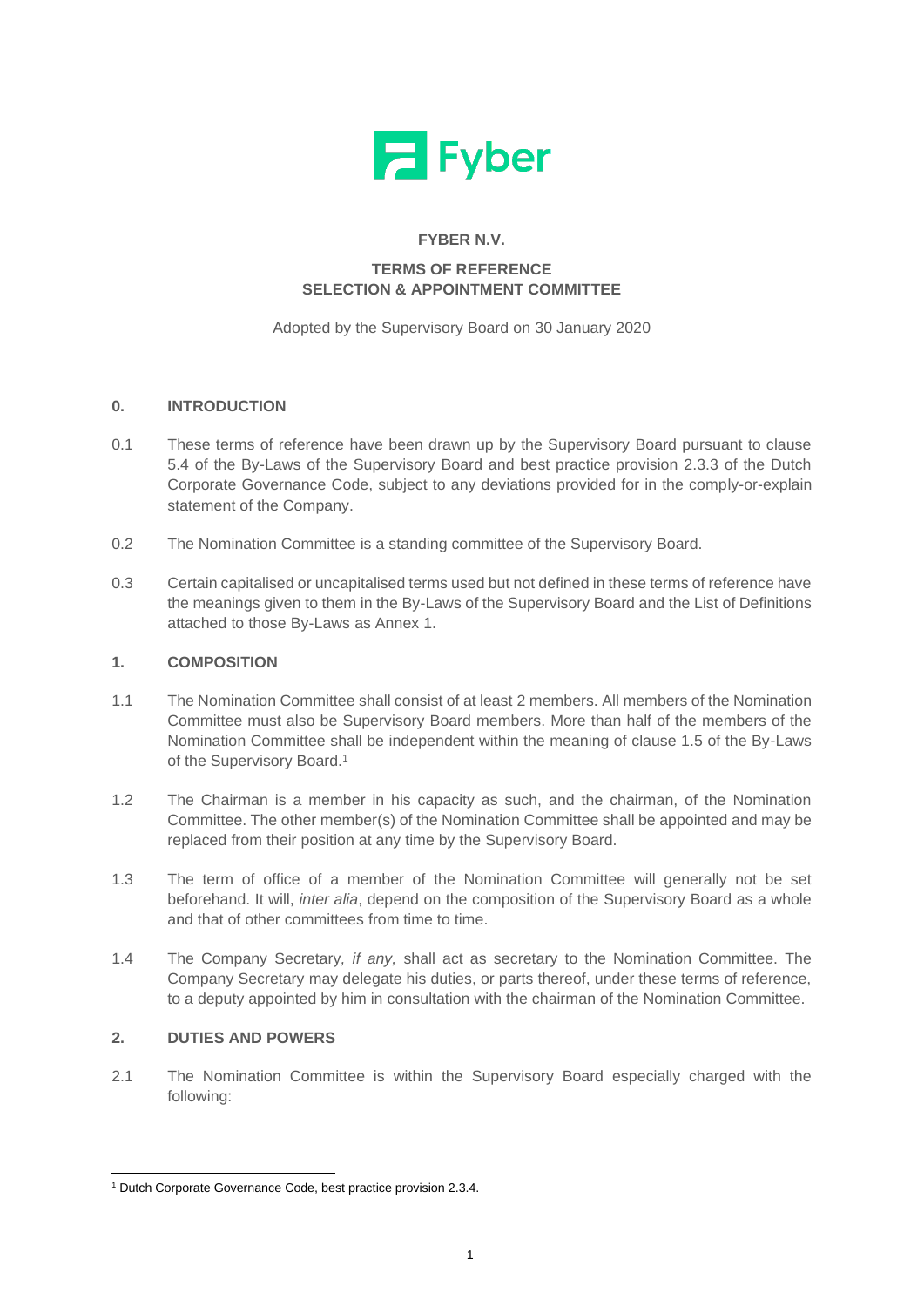Fyber

**FYBER N.V.**

**TERMS OF REFERENCE**
**SELECTION & APPOINTMENT COMMITTEE**

Adopted by the Supervisory Board on 30 January 2020

## 0. INTRODUCTION

0.1 These terms of reference have been drawn up by the Supervisory Board pursuant to clause 5.4 of the By-Laws of the Supervisory Board and best practice provision 2.3.3 of the Dutch Corporate Governance Code, subject to any deviations provided for in the comply-or-explain statement of the Company.

0.2 The Nomination Committee is a standing committee of the Supervisory Board.

0.3 Certain capitalised or uncapitalised terms used but not defined in these terms of reference have the meanings given to them in the By-Laws of the Supervisory Board and the List of Definitions attached to those By-Laws as Annex 1.

## 1. COMPOSITION

1.1 The Nomination Committee shall consist of at least 2 members. All members of the Nomination Committee must also be Supervisory Board members. More than half of the members of the Nomination Committee shall be independent within the meaning of clause 1.5 of the By-Laws of the Supervisory Board.[1]

1.2 The Chairman is a member in his capacity as such, and the chairman, of the Nomination Committee. The other member(s) of the Nomination Committee shall be appointed and may be replaced from their position at any time by the Supervisory Board.

1.3 The term of office of a member of the Nomination Committee will generally not be set beforehand. It will, *inter alia*, depend on the composition of the Supervisory Board as a whole and that of other committees from time to time.

1.4 The Company Secretary, *if any,* shall act as secretary to the Nomination Committee. The Company Secretary may delegate his duties, or parts thereof, under these terms of reference, to a deputy appointed by him in consultation with the chairman of the Nomination Committee.

## 2. DUTIES AND POWERS

2.1 The Nomination Committee is within the Supervisory Board especially charged with the following:

---

[1] Dutch Corporate Governance Code, best practice provision 2.3.4.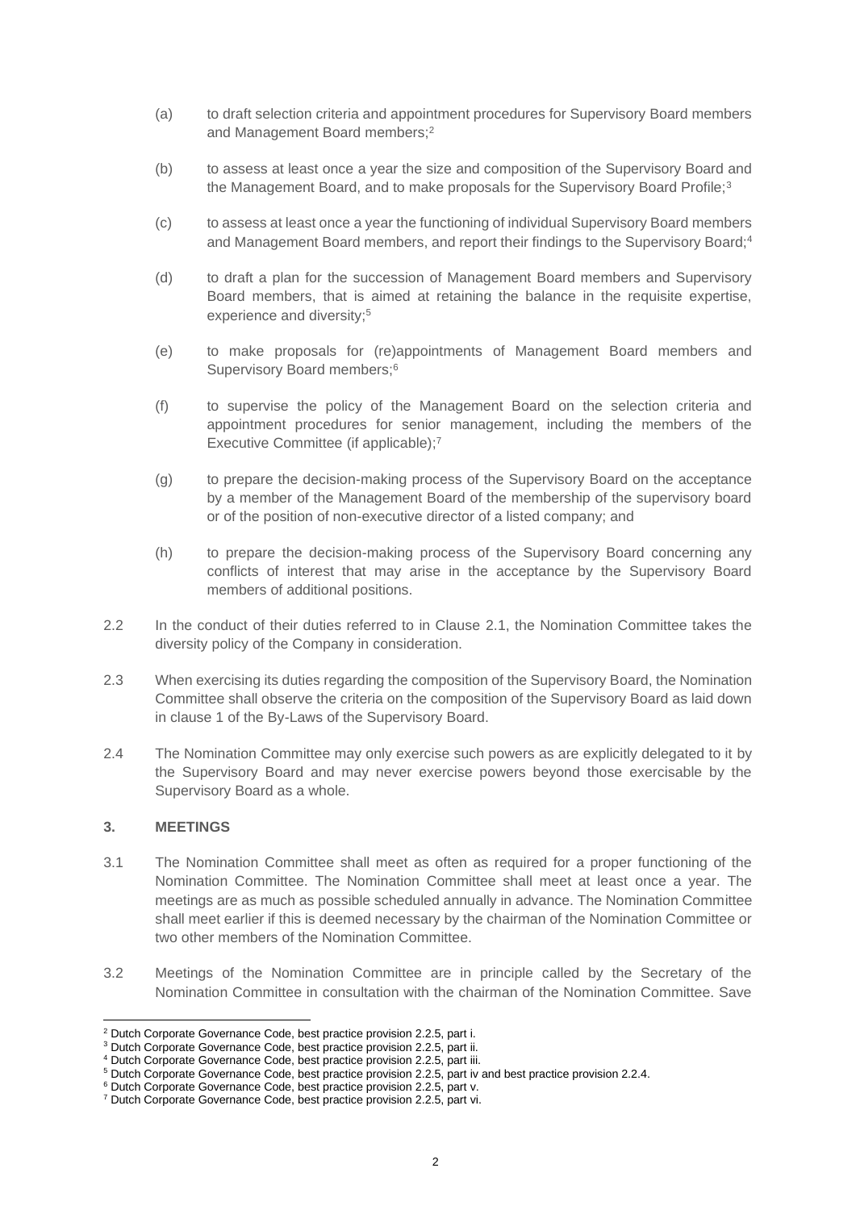(a) to draft selection criteria and appointment procedures for Supervisory Board members and Management Board members;[2]

(b) to assess at least once a year the size and composition of the Supervisory Board and the Management Board, and to make proposals for the Supervisory Board Profile;[3]

(c) to assess at least once a year the functioning of individual Supervisory Board members and Management Board members, and report their findings to the Supervisory Board;[4]

(d) to draft a plan for the succession of Management Board members and Supervisory Board members, that is aimed at retaining the balance in the requisite expertise, experience and diversity;[5]

(e) to make proposals for (re)appointments of Management Board members and Supervisory Board members;[6]

(f) to supervise the policy of the Management Board on the selection criteria and appointment procedures for senior management, including the members of the Executive Committee (if applicable);[7]

(g) to prepare the decision-making process of the Supervisory Board on the acceptance by a member of the Management Board of the membership of the supervisory board or of the position of non-executive director of a listed company; and

(h) to prepare the decision-making process of the Supervisory Board concerning any conflicts of interest that may arise in the acceptance by the Supervisory Board members of additional positions.

2.2 In the conduct of their duties referred to in Clause 2.1, the Nomination Committee takes the diversity policy of the Company in consideration.

2.3 When exercising its duties regarding the composition of the Supervisory Board, the Nomination Committee shall observe the criteria on the composition of the Supervisory Board as laid down in clause 1 of the By-Laws of the Supervisory Board.

2.4 The Nomination Committee may only exercise such powers as are explicitly delegated to it by the Supervisory Board and may never exercise powers beyond those exercisable by the Supervisory Board as a whole.

### 3. MEETINGS

3.1 The Nomination Committee shall meet as often as required for a proper functioning of the Nomination Committee. The Nomination Committee shall meet at least once a year. The meetings are as much as possible scheduled annually in advance. The Nomination Committee shall meet earlier if this is deemed necessary by the chairman of the Nomination Committee or two other members of the Nomination Committee.

3.2 Meetings of the Nomination Committee are in principle called by the Secretary of the Nomination Committee in consultation with the chairman of the Nomination Committee. Save

---

[2] Dutch Corporate Governance Code, best practice provision 2.2.5, part i.

[3] Dutch Corporate Governance Code, best practice provision 2.2.5, part ii.

[4] Dutch Corporate Governance Code, best practice provision 2.2.5, part iii.

[5] Dutch Corporate Governance Code, best practice provision 2.2.5, part iv and best practice provision 2.2.4.

[6] Dutch Corporate Governance Code, best practice provision 2.2.5, part v.

[7] Dutch Corporate Governance Code, best practice provision 2.2.5, part vi.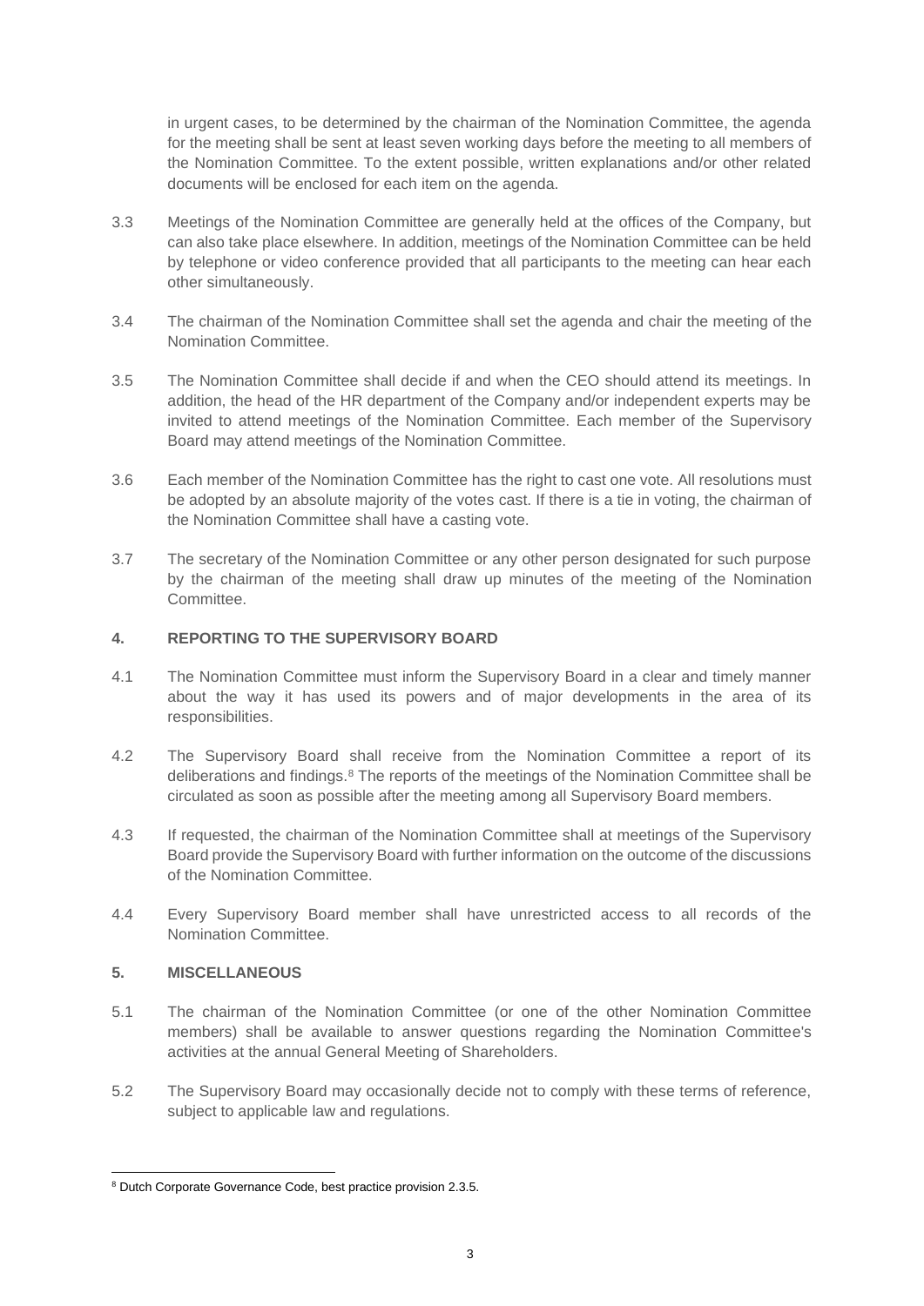in urgent cases, to be determined by the chairman of the Nomination Committee, the agenda for the meeting shall be sent at least seven working days before the meeting to all members of the Nomination Committee. To the extent possible, written explanations and/or other related documents will be enclosed for each item on the agenda.

3.3 Meetings of the Nomination Committee are generally held at the offices of the Company, but can also take place elsewhere. In addition, meetings of the Nomination Committee can be held by telephone or video conference provided that all participants to the meeting can hear each other simultaneously.

3.4 The chairman of the Nomination Committee shall set the agenda and chair the meeting of the Nomination Committee.

3.5 The Nomination Committee shall decide if and when the CEO should attend its meetings. In addition, the head of the HR department of the Company and/or independent experts may be invited to attend meetings of the Nomination Committee. Each member of the Supervisory Board may attend meetings of the Nomination Committee.

3.6 Each member of the Nomination Committee has the right to cast one vote. All resolutions must be adopted by an absolute majority of the votes cast. If there is a tie in voting, the chairman of the Nomination Committee shall have a casting vote.

3.7 The secretary of the Nomination Committee or any other person designated for such purpose by the chairman of the meeting shall draw up minutes of the meeting of the Nomination Committee.

## 4. REPORTING TO THE SUPERVISORY BOARD

4.1 The Nomination Committee must inform the Supervisory Board in a clear and timely manner about the way it has used its powers and of major developments in the area of its responsibilities.

4.2 The Supervisory Board shall receive from the Nomination Committee a report of its deliberations and findings.[8] The reports of the meetings of the Nomination Committee shall be circulated as soon as possible after the meeting among all Supervisory Board members.

4.3 If requested, the chairman of the Nomination Committee shall at meetings of the Supervisory Board provide the Supervisory Board with further information on the outcome of the discussions of the Nomination Committee.

4.4 Every Supervisory Board member shall have unrestricted access to all records of the Nomination Committee.

## 5. MISCELLANEOUS

5.1 The chairman of the Nomination Committee (or one of the other Nomination Committee members) shall be available to answer questions regarding the Nomination Committee's activities at the annual General Meeting of Shareholders.

5.2 The Supervisory Board may occasionally decide not to comply with these terms of reference, subject to applicable law and regulations.

---

[8] Dutch Corporate Governance Code, best practice provision 2.3.5.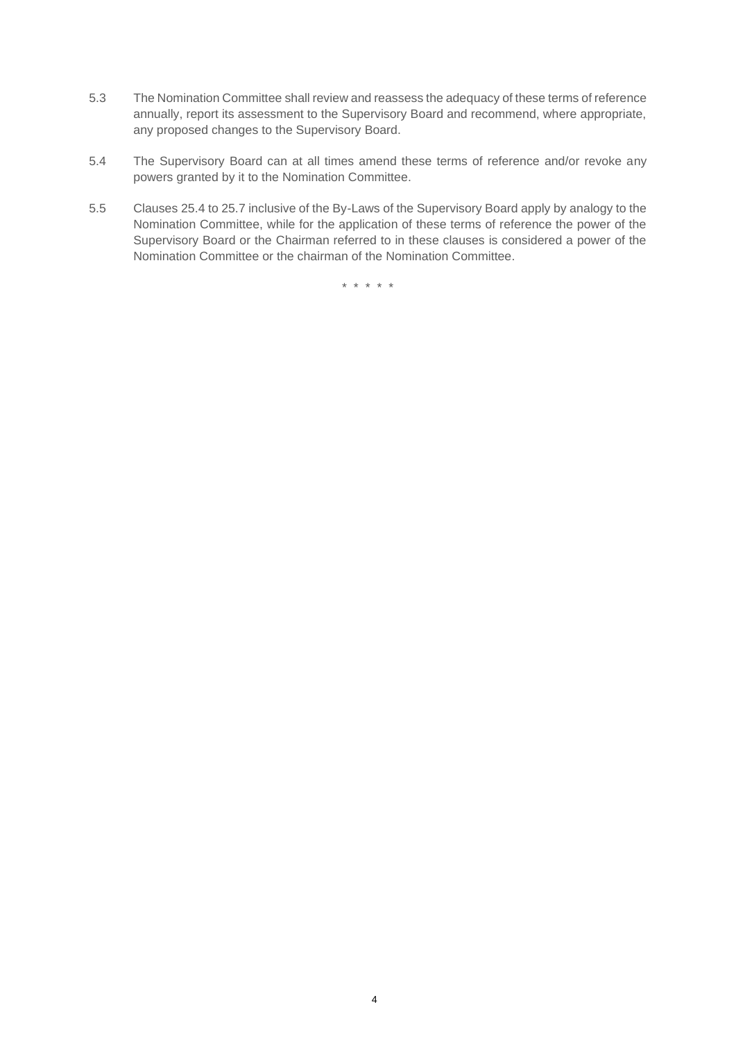5.3 The Nomination Committee shall review and reassess the adequacy of these terms of reference annually, report its assessment to the Supervisory Board and recommend, where appropriate, any proposed changes to the Supervisory Board.

5.4 The Supervisory Board can at all times amend these terms of reference and/or revoke any powers granted by it to the Nomination Committee.

5.5 Clauses 25.4 to 25.7 inclusive of the By-Laws of the Supervisory Board apply by analogy to the Nomination Committee, while for the application of these terms of reference the power of the Supervisory Board or the Chairman referred to in these clauses is considered a power of the Nomination Committee or the chairman of the Nomination Committee.

\* \* \* \* \*